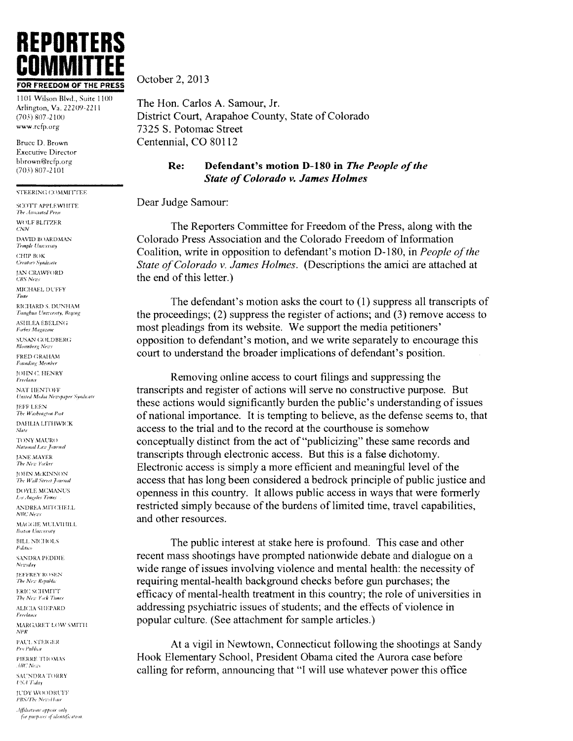# REPORTERS COMMITTEE

**FOR FREEDOM OF THE PRESS**

1101 Wilson Blvd., Suite 1100
Arlington, Va. 22209-2211
(703) 807-2100
www.rcfp.org

Bruce D. Brown
Executive Director
bbrown@rcfp.org
(703) 807-2101

STEERING COMMITTEE

SCOTT APPLEWHITE
*The Associated Press*

WOLF BLITZER
*CNN*

DAVID BOARDMAN
*Temple University*

CHIP BOK
*Creators Syndicate*

JAN CRAWFORD
*CBS News*

MICHAEL DUFFY
*Time*

RICHARD S. DUNHAM
*Tsinghua University, Beijing*

ASHLEA EBELING
*Forbes Magazine*

SUSAN GOLDBERG
*Bloomberg News*

FRED GRAHAM
*Founding Member*

JOHN C. HENRY
*Freelance*

NAT HENTOFF
*United Media Newspaper Syndicate*

JEFF LEEN
*The Washington Post*

DAHLIA LITHWICK
*Slate*

TONY MAURO
*National Law Journal*

JANE MAYER
*The New Yorker*

JOHN McKINNON
*The Wall Street Journal*

DOYLE MCMANUS
*Los Angeles Times*

ANDREA MITCHELL
*NBC News*

MAGGIE MULVIHILL
*Boston University*

BILL NICHOLS
*Politico*

SANDRA PEDDIE
*Newsday*

JEFFREY ROSEN
*The New Republic*

ERIC SCHMITT
*The New York Times*

ALICIA SHEPARD
*Freelance*

MARGARET LOW SMITH
*NPR*

PAUL STEIGER
*Pro Publica*

PIERRE THOMAS
*ABC News*

SAUNDRA TORRY
*USA Today*

JUDY WOODRUFF
*PBS/The NewsHour*

*Affiliations appear only for purposes of identification.*

October 2, 2013

The Hon. Carlos A. Samour, Jr.
District Court, Arapahoe County, State of Colorado
7325 S. Potomac Street
Centennial, CO 80112

**Re: Defendant's motion D-180 in *The People of the State of Colorado v. James Holmes***

Dear Judge Samour:

The Reporters Committee for Freedom of the Press, along with the Colorado Press Association and the Colorado Freedom of Information Coalition, write in opposition to defendant's motion D-180, in *People of the State of Colorado v. James Holmes*. (Descriptions the amici are attached at the end of this letter.)

The defendant's motion asks the court to (1) suppress all transcripts of the proceedings; (2) suppress the register of actions; and (3) remove access to most pleadings from its website. We support the media petitioners' opposition to defendant's motion, and we write separately to encourage this court to understand the broader implications of defendant's position.

Removing online access to court filings and suppressing the transcripts and register of actions will serve no constructive purpose. But these actions would significantly burden the public's understanding of issues of national importance. It is tempting to believe, as the defense seems to, that access to the trial and to the record at the courthouse is somehow conceptually distinct from the act of "publicizing" these same records and transcripts through electronic access. But this is a false dichotomy. Electronic access is simply a more efficient and meaningful level of the access that has long been considered a bedrock principle of public justice and openness in this country. It allows public access in ways that were formerly restricted simply because of the burdens of limited time, travel capabilities, and other resources.

The public interest at stake here is profound. This case and other recent mass shootings have prompted nationwide debate and dialogue on a wide range of issues involving violence and mental health: the necessity of requiring mental-health background checks before gun purchases; the efficacy of mental-health treatment in this country; the role of universities in addressing psychiatric issues of students; and the effects of violence in popular culture. (See attachment for sample articles.)

At a vigil in Newtown, Connecticut following the shootings at Sandy Hook Elementary School, President Obama cited the Aurora case before calling for reform, announcing that "I will use whatever power this office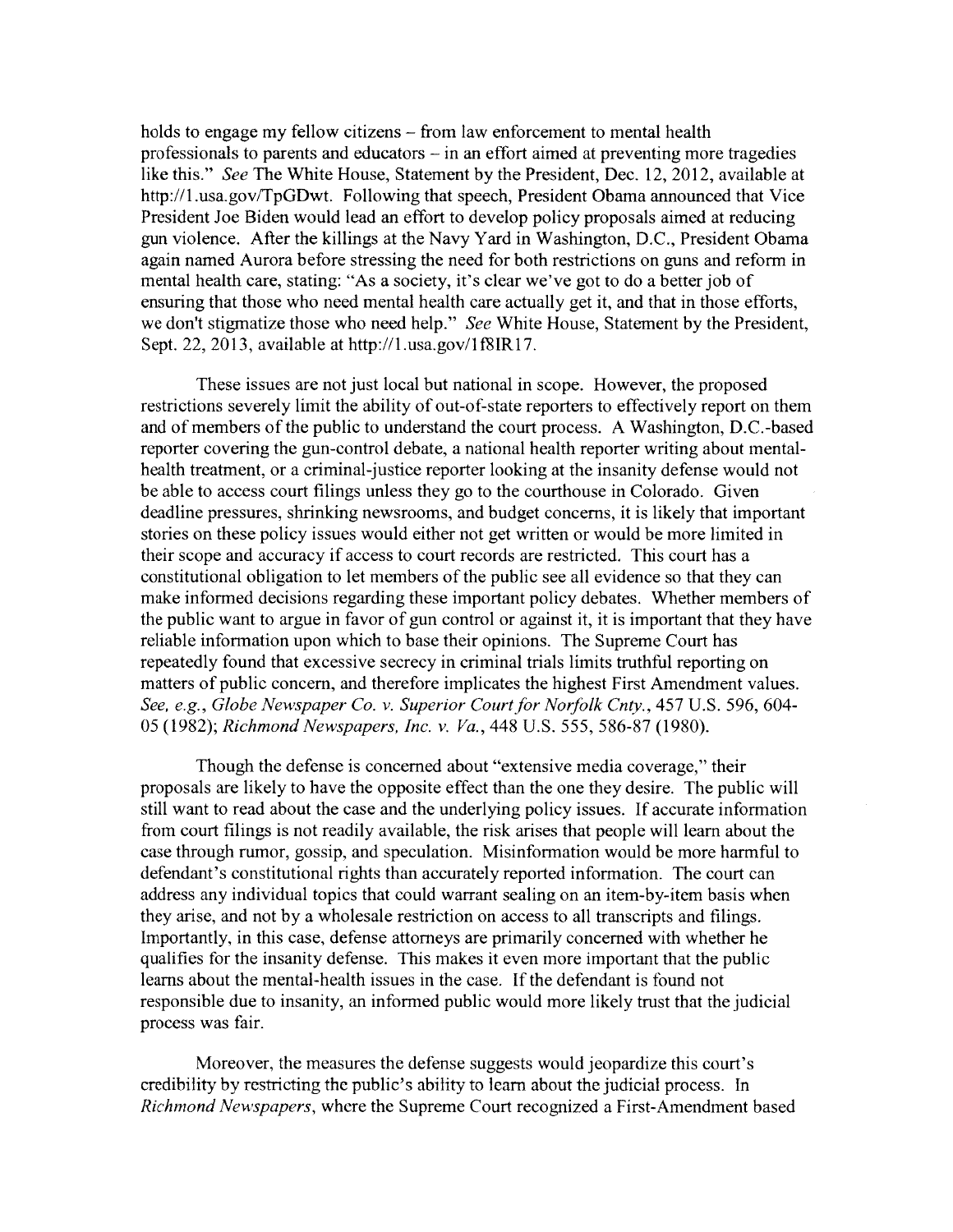holds to engage my fellow citizens – from law enforcement to mental health professionals to parents and educators – in an effort aimed at preventing more tragedies like this." *See* The White House, Statement by the President, Dec. 12, 2012, available at http://1.usa.gov/TpGDwt. Following that speech, President Obama announced that Vice President Joe Biden would lead an effort to develop policy proposals aimed at reducing gun violence. After the killings at the Navy Yard in Washington, D.C., President Obama again named Aurora before stressing the need for both restrictions on guns and reform in mental health care, stating: "As a society, it's clear we've got to do a better job of ensuring that those who need mental health care actually get it, and that in those efforts, we don't stigmatize those who need help." *See* White House, Statement by the President, Sept. 22, 2013, available at http://1.usa.gov/1f8IR17.

These issues are not just local but national in scope. However, the proposed restrictions severely limit the ability of out-of-state reporters to effectively report on them and of members of the public to understand the court process. A Washington, D.C.-based reporter covering the gun-control debate, a national health reporter writing about mental-health treatment, or a criminal-justice reporter looking at the insanity defense would not be able to access court filings unless they go to the courthouse in Colorado. Given deadline pressures, shrinking newsrooms, and budget concerns, it is likely that important stories on these policy issues would either not get written or would be more limited in their scope and accuracy if access to court records are restricted. This court has a constitutional obligation to let members of the public see all evidence so that they can make informed decisions regarding these important policy debates. Whether members of the public want to argue in favor of gun control or against it, it is important that they have reliable information upon which to base their opinions. The Supreme Court has repeatedly found that excessive secrecy in criminal trials limits truthful reporting on matters of public concern, and therefore implicates the highest First Amendment values. *See, e.g., Globe Newspaper Co. v. Superior Court for Norfolk Cnty.*, 457 U.S. 596, 604-05 (1982); *Richmond Newspapers, Inc. v. Va.*, 448 U.S. 555, 586-87 (1980).

Though the defense is concerned about "extensive media coverage," their proposals are likely to have the opposite effect than the one they desire. The public will still want to read about the case and the underlying policy issues. If accurate information from court filings is not readily available, the risk arises that people will learn about the case through rumor, gossip, and speculation. Misinformation would be more harmful to defendant's constitutional rights than accurately reported information. The court can address any individual topics that could warrant sealing on an item-by-item basis when they arise, and not by a wholesale restriction on access to all transcripts and filings. Importantly, in this case, defense attorneys are primarily concerned with whether he qualifies for the insanity defense. This makes it even more important that the public learns about the mental-health issues in the case. If the defendant is found not responsible due to insanity, an informed public would more likely trust that the judicial process was fair.

Moreover, the measures the defense suggests would jeopardize this court's credibility by restricting the public's ability to learn about the judicial process. In *Richmond Newspapers*, where the Supreme Court recognized a First-Amendment based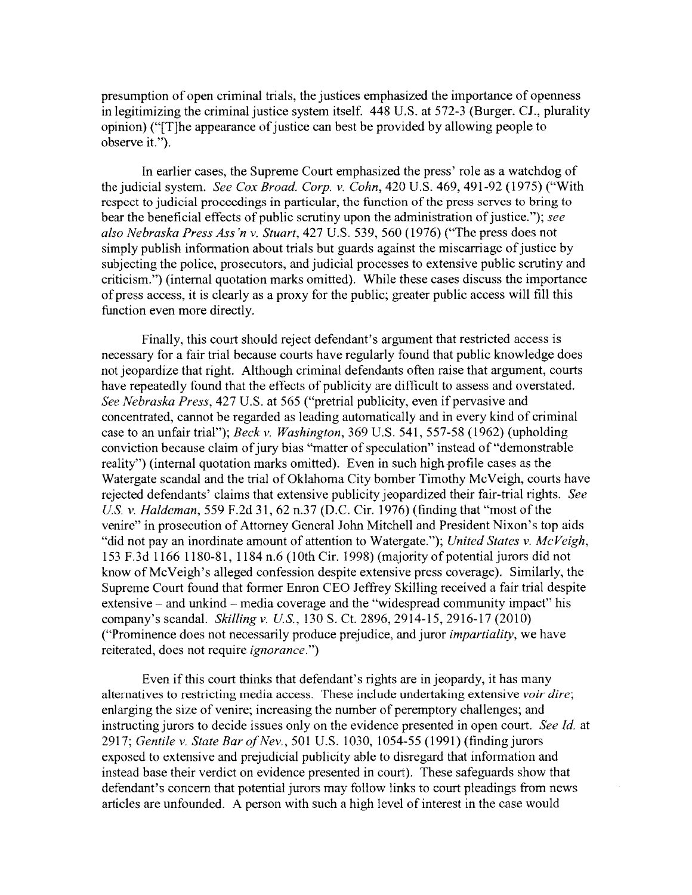presumption of open criminal trials, the justices emphasized the importance of openness in legitimizing the criminal justice system itself. 448 U.S. at 572-3 (Burger. CJ., plurality opinion) ("[T]he appearance of justice can best be provided by allowing people to observe it.").

In earlier cases, the Supreme Court emphasized the press' role as a watchdog of the judicial system. *See Cox Broad. Corp. v. Cohn*, 420 U.S. 469, 491-92 (1975) ("With respect to judicial proceedings in particular, the function of the press serves to bring to bear the beneficial effects of public scrutiny upon the administration of justice."); *see also Nebraska Press Ass'n v. Stuart*, 427 U.S. 539, 560 (1976) ("The press does not simply publish information about trials but guards against the miscarriage of justice by subjecting the police, prosecutors, and judicial processes to extensive public scrutiny and criticism.") (internal quotation marks omitted). While these cases discuss the importance of press access, it is clearly as a proxy for the public; greater public access will fill this function even more directly.

Finally, this court should reject defendant's argument that restricted access is necessary for a fair trial because courts have regularly found that public knowledge does not jeopardize that right. Although criminal defendants often raise that argument, courts have repeatedly found that the effects of publicity are difficult to assess and overstated. *See Nebraska Press*, 427 U.S. at 565 ("pretrial publicity, even if pervasive and concentrated, cannot be regarded as leading automatically and in every kind of criminal case to an unfair trial"); *Beck v. Washington*, 369 U.S. 541, 557-58 (1962) (upholding conviction because claim of jury bias "matter of speculation" instead of "demonstrable reality") (internal quotation marks omitted). Even in such high-profile cases as the Watergate scandal and the trial of Oklahoma City bomber Timothy McVeigh, courts have rejected defendants' claims that extensive publicity jeopardized their fair-trial rights. *See U.S. v. Haldeman*, 559 F.2d 31, 62 n.37 (D.C. Cir. 1976) (finding that "most of the venire" in prosecution of Attorney General John Mitchell and President Nixon's top aids "did not pay an inordinate amount of attention to Watergate."); *United States v. McVeigh*, 153 F.3d 1166 1180-81, 1184 n.6 (10th Cir. 1998) (majority of potential jurors did not know of McVeigh's alleged confession despite extensive press coverage). Similarly, the Supreme Court found that former Enron CEO Jeffrey Skilling received a fair trial despite extensive – and unkind – media coverage and the "widespread community impact" his company's scandal. *Skilling v. U.S.*, 130 S. Ct. 2896, 2914-15, 2916-17 (2010) ("Prominence does not necessarily produce prejudice, and juror *impartiality*, we have reiterated, does not require *ignorance*.")

Even if this court thinks that defendant's rights are in jeopardy, it has many alternatives to restricting media access. These include undertaking extensive *voir dire*; enlarging the size of venire; increasing the number of peremptory challenges; and instructing jurors to decide issues only on the evidence presented in open court. *See Id.* at 2917; *Gentile v. State Bar of Nev.*, 501 U.S. 1030, 1054-55 (1991) (finding jurors exposed to extensive and prejudicial publicity able to disregard that information and instead base their verdict on evidence presented in court). These safeguards show that defendant's concern that potential jurors may follow links to court pleadings from news articles are unfounded. A person with such a high level of interest in the case would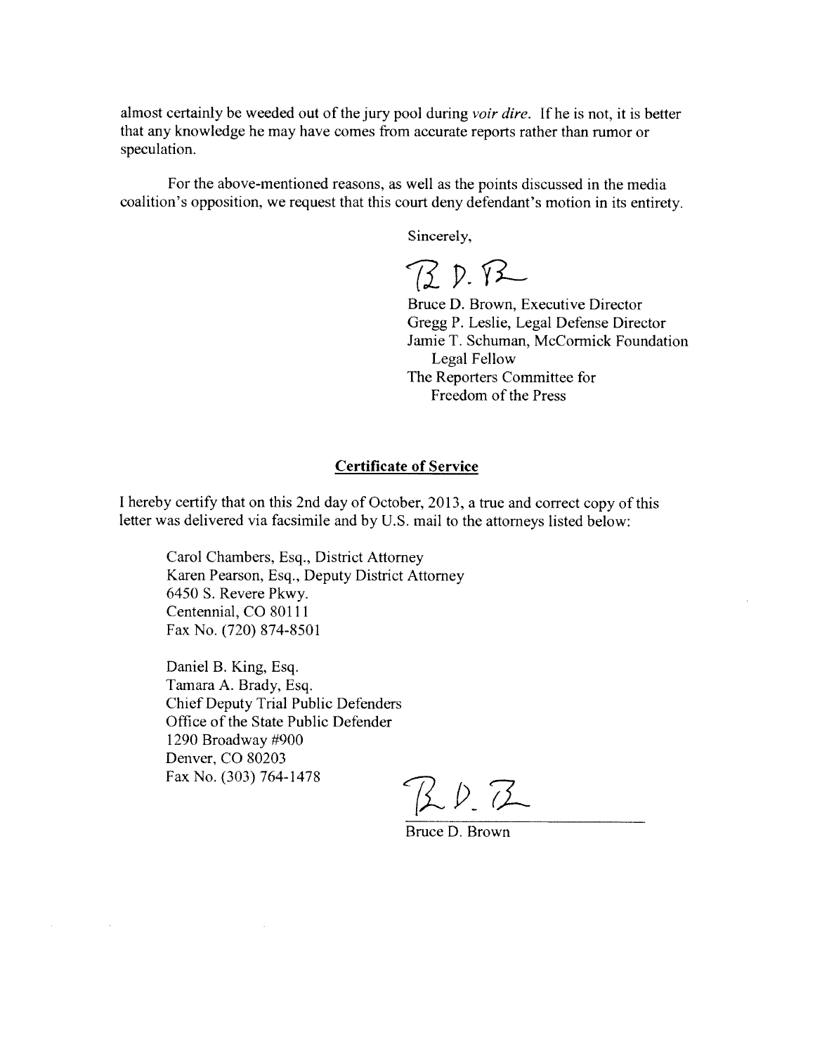almost certainly be weeded out of the jury pool during *voir dire*. If he is not, it is better that any knowledge he may have comes from accurate reports rather than rumor or speculation.

For the above-mentioned reasons, as well as the points discussed in the media coalition's opposition, we request that this court deny defendant's motion in its entirety.

Sincerely,

B. D. B.

Bruce D. Brown, Executive Director
Gregg P. Leslie, Legal Defense Director
Jamie T. Schuman, McCormick Foundation Legal Fellow
The Reporters Committee for Freedom of the Press

## Certificate of Service

I hereby certify that on this 2nd day of October, 2013, a true and correct copy of this letter was delivered via facsimile and by U.S. mail to the attorneys listed below:

Carol Chambers, Esq., District Attorney
Karen Pearson, Esq., Deputy District Attorney
6450 S. Revere Pkwy.
Centennial, CO 80111
Fax No. (720) 874-8501

Daniel B. King, Esq.
Tamara A. Brady, Esq.
Chief Deputy Trial Public Defenders
Office of the State Public Defender
1290 Broadway #900
Denver, CO 80203
Fax No. (303) 764-1478

B. D. B.

Bruce D. Brown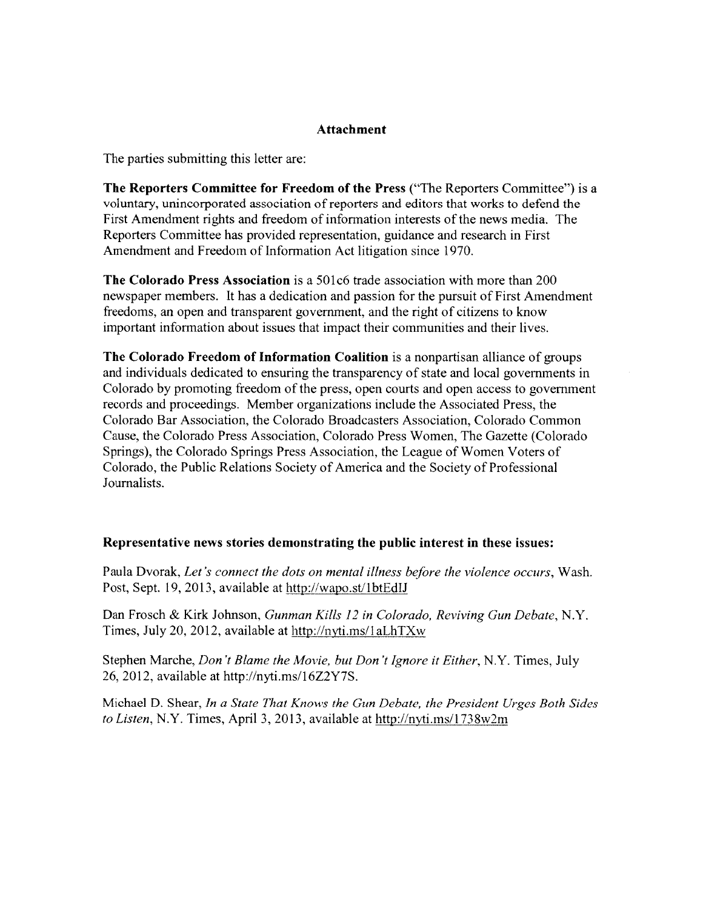## Attachment

The parties submitting this letter are:

**The Reporters Committee for Freedom of the Press** ("The Reporters Committee") is a voluntary, unincorporated association of reporters and editors that works to defend the First Amendment rights and freedom of information interests of the news media. The Reporters Committee has provided representation, guidance and research in First Amendment and Freedom of Information Act litigation since 1970.

**The Colorado Press Association** is a 501c6 trade association with more than 200 newspaper members. It has a dedication and passion for the pursuit of First Amendment freedoms, an open and transparent government, and the right of citizens to know important information about issues that impact their communities and their lives.

**The Colorado Freedom of Information Coalition** is a nonpartisan alliance of groups and individuals dedicated to ensuring the transparency of state and local governments in Colorado by promoting freedom of the press, open courts and open access to government records and proceedings. Member organizations include the Associated Press, the Colorado Bar Association, the Colorado Broadcasters Association, Colorado Common Cause, the Colorado Press Association, Colorado Press Women, The Gazette (Colorado Springs), the Colorado Springs Press Association, the League of Women Voters of Colorado, the Public Relations Society of America and the Society of Professional Journalists.

**Representative news stories demonstrating the public interest in these issues:**

Paula Dvorak, *Let's connect the dots on mental illness before the violence occurs*, Wash. Post, Sept. 19, 2013, available at http://wapo.st/1btEdIJ

Dan Frosch & Kirk Johnson, *Gunman Kills 12 in Colorado, Reviving Gun Debate*, N.Y. Times, July 20, 2012, available at http://nyti.ms/1aLhTXw

Stephen Marche, *Don't Blame the Movie, but Don't Ignore it Either*, N.Y. Times, July 26, 2012, available at http://nyti.ms/16Z2Y7S.

Michael D. Shear, *In a State That Knows the Gun Debate, the President Urges Both Sides to Listen*, N.Y. Times, April 3, 2013, available at http://nyti.ms/1738w2m